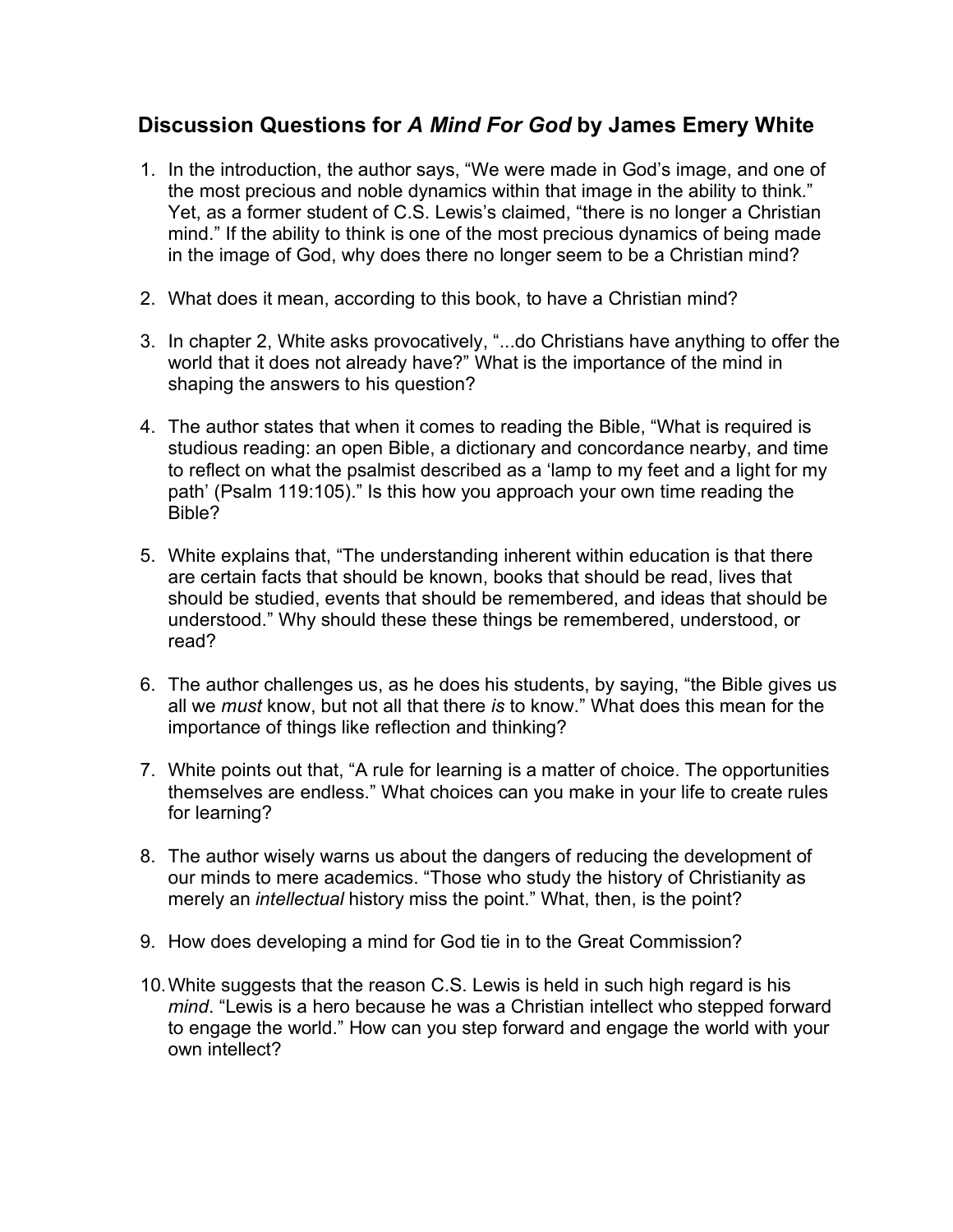## Discussion Questions for *A Mind For God* by James Emery White

1. In the introduction, the author says, "We were made in God's image, and one of the most precious and noble dynamics within that image in the ability to think." Yet, as a former student of C.S. Lewis's claimed, "there is no longer a Christian mind." If the ability to think is one of the most precious dynamics of being made in the image of God, why does there no longer seem to be a Christian mind?

2. What does it mean, according to this book, to have a Christian mind?

3. In chapter 2, White asks provocatively, "...do Christians have anything to offer the world that it does not already have?" What is the importance of the mind in shaping the answers to his question?

4. The author states that when it comes to reading the Bible, "What is required is studious reading: an open Bible, a dictionary and concordance nearby, and time to reflect on what the psalmist described as a 'lamp to my feet and a light for my path' (Psalm 119:105)." Is this how you approach your own time reading the Bible?

5. White explains that, "The understanding inherent within education is that there are certain facts that should be known, books that should be read, lives that should be studied, events that should be remembered, and ideas that should be understood." Why should these these things be remembered, understood, or read?

6. The author challenges us, as he does his students, by saying, "the Bible gives us all we *must* know, but not all that there *is* to know." What does this mean for the importance of things like reflection and thinking?

7. White points out that, "A rule for learning is a matter of choice. The opportunities themselves are endless." What choices can you make in your life to create rules for learning?

8. The author wisely warns us about the dangers of reducing the development of our minds to mere academics. "Those who study the history of Christianity as merely an *intellectual* history miss the point." What, then, is the point?

9. How does developing a mind for God tie in to the Great Commission?

10. White suggests that the reason C.S. Lewis is held in such high regard is his *mind*. "Lewis is a hero because he was a Christian intellect who stepped forward to engage the world." How can you step forward and engage the world with your own intellect?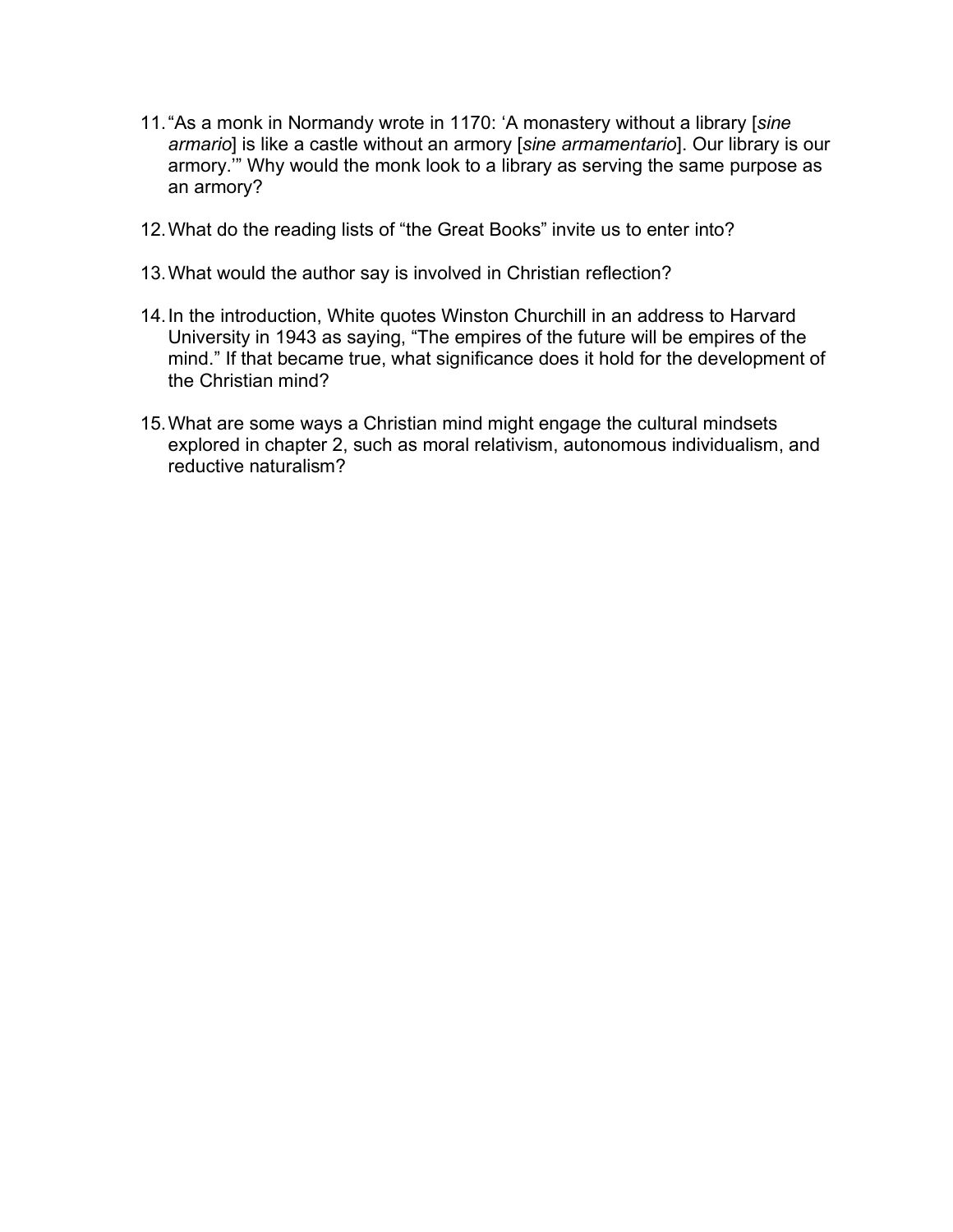11. "As a monk in Normandy wrote in 1170: 'A monastery without a library [*sine armario*] is like a castle without an armory [*sine armamentario*]. Our library is our armory.'" Why would the monk look to a library as serving the same purpose as an armory?

12. What do the reading lists of "the Great Books" invite us to enter into?

13. What would the author say is involved in Christian reflection?

14. In the introduction, White quotes Winston Churchill in an address to Harvard University in 1943 as saying, "The empires of the future will be empires of the mind." If that became true, what significance does it hold for the development of the Christian mind?

15. What are some ways a Christian mind might engage the cultural mindsets explored in chapter 2, such as moral relativism, autonomous individualism, and reductive naturalism?